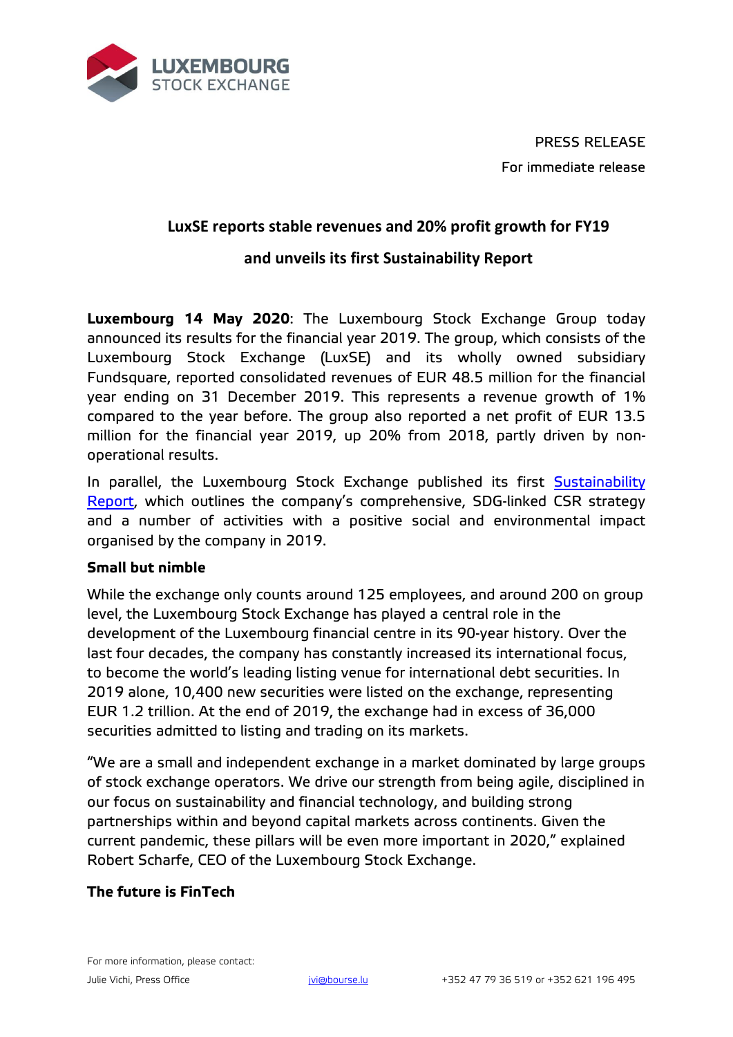PRESS RELEASE

For immediate release

# LuxSE reports stable revenues and 20% profit growth for FY19 and unveils its first Sustainability Report

**Luxembourg 14 May 2020**: The Luxembourg Stock Exchange Group today announced its results for the financial year 2019. The group, which consists of the Luxembourg Stock Exchange (LuxSE) and its wholly owned subsidiary Fundsquare, reported consolidated revenues of EUR 48.5 million for the financial year ending on 31 December 2019. This represents a revenue growth of 1% compared to the year before. The group also reported a net profit of EUR 13.5 million for the financial year 2019, up 20% from 2018, partly driven by non-operational results.

In parallel, the Luxembourg Stock Exchange published its first Sustainability Report, which outlines the company's comprehensive, SDG-linked CSR strategy and a number of activities with a positive social and environmental impact organised by the company in 2019.

**Small but nimble**

While the exchange only counts around 125 employees, and around 200 on group level, the Luxembourg Stock Exchange has played a central role in the development of the Luxembourg financial centre in its 90-year history. Over the last four decades, the company has constantly increased its international focus, to become the world's leading listing venue for international debt securities. In 2019 alone, 10,400 new securities were listed on the exchange, representing EUR 1.2 trillion. At the end of 2019, the exchange had in excess of 36,000 securities admitted to listing and trading on its markets.

"We are a small and independent exchange in a market dominated by large groups of stock exchange operators. We drive our strength from being agile, disciplined in our focus on sustainability and financial technology, and building strong partnerships within and beyond capital markets across continents. Given the current pandemic, these pillars will be even more important in 2020," explained Robert Scharfe, CEO of the Luxembourg Stock Exchange.

**The future is FinTech**

For more information, please contact:

Julie Vichi, Press Office jvi@bourse.lu +352 47 79 36 519 or +352 621 196 495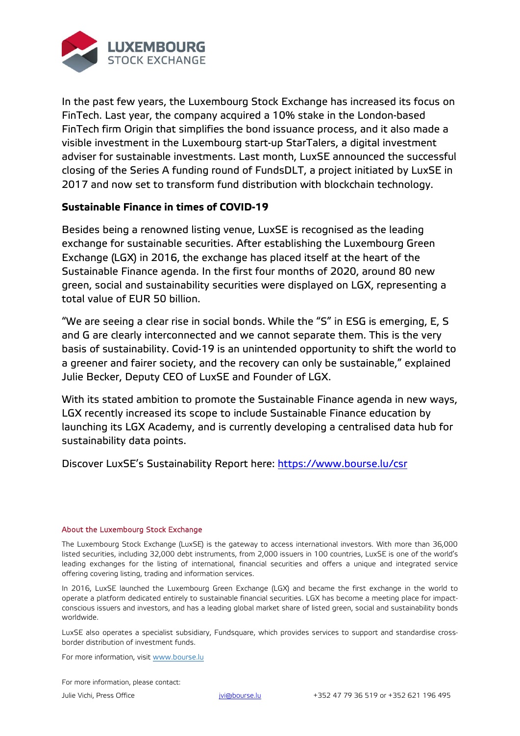In the past few years, the Luxembourg Stock Exchange has increased its focus on FinTech. Last year, the company acquired a 10% stake in the London-based FinTech firm Origin that simplifies the bond issuance process, and it also made a visible investment in the Luxembourg start-up StarTalers, a digital investment adviser for sustainable investments. Last month, LuxSE announced the successful closing of the Series A funding round of FundsDLT, a project initiated by LuxSE in 2017 and now set to transform fund distribution with blockchain technology.

**Sustainable Finance in times of COVID-19**

Besides being a renowned listing venue, LuxSE is recognised as the leading exchange for sustainable securities. After establishing the Luxembourg Green Exchange (LGX) in 2016, the exchange has placed itself at the heart of the Sustainable Finance agenda. In the first four months of 2020, around 80 new green, social and sustainability securities were displayed on LGX, representing a total value of EUR 50 billion.

"We are seeing a clear rise in social bonds. While the "S" in ESG is emerging, E, S and G are clearly interconnected and we cannot separate them. This is the very basis of sustainability. Covid-19 is an unintended opportunity to shift the world to a greener and fairer society, and the recovery can only be sustainable," explained Julie Becker, Deputy CEO of LuxSE and Founder of LGX.

With its stated ambition to promote the Sustainable Finance agenda in new ways, LGX recently increased its scope to include Sustainable Finance education by launching its LGX Academy, and is currently developing a centralised data hub for sustainability data points.

Discover LuxSE's Sustainability Report here: [https://www.bourse.lu/csr](https://www.bourse.lu/csr)

#### About the Luxembourg Stock Exchange

The Luxembourg Stock Exchange (LuxSE) is the gateway to access international investors. With more than 36,000 listed securities, including 32,000 debt instruments, from 2,000 issuers in 100 countries, LuxSE is one of the world's leading exchanges for the listing of international, financial securities and offers a unique and integrated service offering covering listing, trading and information services.

In 2016, LuxSE launched the Luxembourg Green Exchange (LGX) and became the first exchange in the world to operate a platform dedicated entirely to sustainable financial securities. LGX has become a meeting place for impact-conscious issuers and investors, and has a leading global market share of listed green, social and sustainability bonds worldwide.

LuxSE also operates a specialist subsidiary, Fundsquare, which provides services to support and standardise cross-border distribution of investment funds.

For more information, visit [www.bourse.lu](www.bourse.lu)

For more information, please contact:

Julie Vichi, Press Office — jvi@bourse.lu — +352 47 79 36 519 or +352 621 196 495